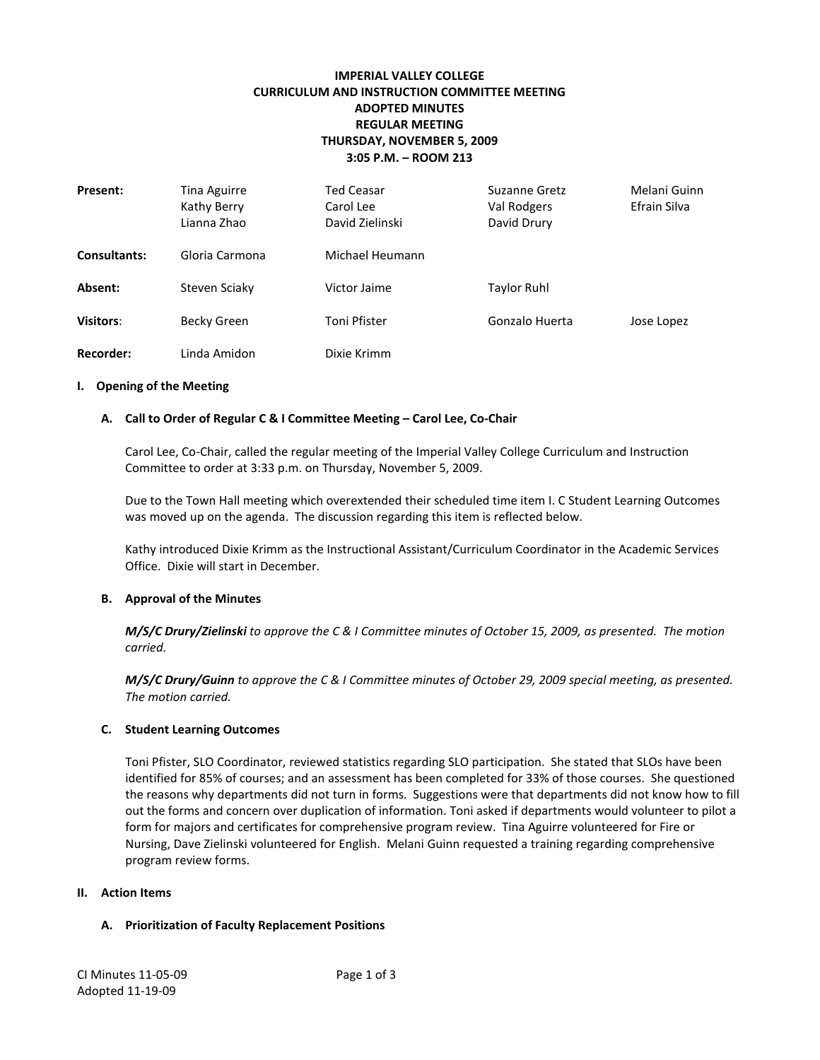**IMPERIAL VALLEY COLLEGE**
**CURRICULUM AND INSTRUCTION COMMITTEE MEETING**
**ADOPTED MINUTES**
**REGULAR MEETING**
**THURSDAY, NOVEMBER 5, 2009**
**3:05 P.M. – ROOM 213**

| | | | | |
|---|---|---|---|---|
| **Present:** | Tina Aguirre<br>Kathy Berry<br>Lianna Zhao | Ted Ceasar<br>Carol Lee<br>David Zielinski | Suzanne Gretz<br>Val Rodgers<br>David Drury | Melani Guinn<br>Efrain Silva |
| **Consultants:** | Gloria Carmona | Michael Heumann | | |
| **Absent:** | Steven Sciaky | Victor Jaime | Taylor Ruhl | |
| **Visitors:** | Becky Green | Toni Pfister | Gonzalo Huerta | Jose Lopez |
| **Recorder:** | Linda Amidon | Dixie Krimm | | |

## I. Opening of the Meeting

### A. Call to Order of Regular C & I Committee Meeting – Carol Lee, Co-Chair

Carol Lee, Co-Chair, called the regular meeting of the Imperial Valley College Curriculum and Instruction Committee to order at 3:33 p.m. on Thursday, November 5, 2009.

Due to the Town Hall meeting which overextended their scheduled time item I. C Student Learning Outcomes was moved up on the agenda. The discussion regarding this item is reflected below.

Kathy introduced Dixie Krimm as the Instructional Assistant/Curriculum Coordinator in the Academic Services Office. Dixie will start in December.

### B. Approval of the Minutes

***M/S/C Drury/Zielinski*** *to approve the C & I Committee minutes of October 15, 2009, as presented. The motion carried.*

***M/S/C Drury/Guinn*** *to approve the C & I Committee minutes of October 29, 2009 special meeting, as presented. The motion carried.*

### C. Student Learning Outcomes

Toni Pfister, SLO Coordinator, reviewed statistics regarding SLO participation. She stated that SLOs have been identified for 85% of courses; and an assessment has been completed for 33% of those courses. She questioned the reasons why departments did not turn in forms. Suggestions were that departments did not know how to fill out the forms and concern over duplication of information. Toni asked if departments would volunteer to pilot a form for majors and certificates for comprehensive program review. Tina Aguirre volunteered for Fire or Nursing, Dave Zielinski volunteered for English. Melani Guinn requested a training regarding comprehensive program review forms.

## II. Action Items

### A. Prioritization of Faculty Replacement Positions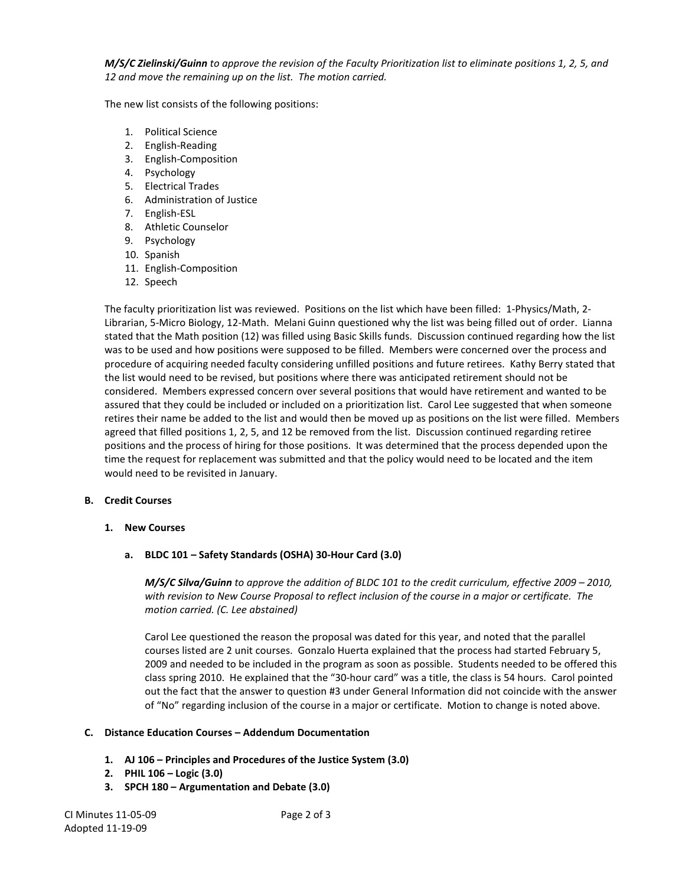***M/S/C Zielinski/Guinn*** *to approve the revision of the Faculty Prioritization list to eliminate positions 1, 2, 5, and 12 and move the remaining up on the list. The motion carried.*

The new list consists of the following positions:

1. Political Science
2. English-Reading
3. English-Composition
4. Psychology
5. Electrical Trades
6. Administration of Justice
7. English-ESL
8. Athletic Counselor
9. Psychology
10. Spanish
11. English-Composition
12. Speech

The faculty prioritization list was reviewed. Positions on the list which have been filled: 1-Physics/Math, 2-Librarian, 5-Micro Biology, 12-Math. Melani Guinn questioned why the list was being filled out of order. Lianna stated that the Math position (12) was filled using Basic Skills funds. Discussion continued regarding how the list was to be used and how positions were supposed to be filled. Members were concerned over the process and procedure of acquiring needed faculty considering unfilled positions and future retirees. Kathy Berry stated that the list would need to be revised, but positions where there was anticipated retirement should not be considered. Members expressed concern over several positions that would have retirement and wanted to be assured that they could be included or included on a prioritization list. Carol Lee suggested that when someone retires their name be added to the list and would then be moved up as positions on the list were filled. Members agreed that filled positions 1, 2, 5, and 12 be removed from the list. Discussion continued regarding retiree positions and the process of hiring for those positions. It was determined that the process depended upon the time the request for replacement was submitted and that the policy would need to be located and the item would need to be revisited in January.

**B. Credit Courses**

**1. New Courses**

**a. BLDC 101 – Safety Standards (OSHA) 30-Hour Card (3.0)**

***M/S/C Silva/Guinn*** *to approve the addition of BLDC 101 to the credit curriculum, effective 2009 – 2010, with revision to New Course Proposal to reflect inclusion of the course in a major or certificate. The motion carried. (C. Lee abstained)*

Carol Lee questioned the reason the proposal was dated for this year, and noted that the parallel courses listed are 2 unit courses. Gonzalo Huerta explained that the process had started February 5, 2009 and needed to be included in the program as soon as possible. Students needed to be offered this class spring 2010. He explained that the "30-hour card" was a title, the class is 54 hours. Carol pointed out the fact that the answer to question #3 under General Information did not coincide with the answer of "No" regarding inclusion of the course in a major or certificate. Motion to change is noted above.

**C. Distance Education Courses – Addendum Documentation**

1. **AJ 106 – Principles and Procedures of the Justice System (3.0)**
2. **PHIL 106 – Logic (3.0)**
3. **SPCH 180 – Argumentation and Debate (3.0)**

CI Minutes 11-05-09
Adopted 11-19-09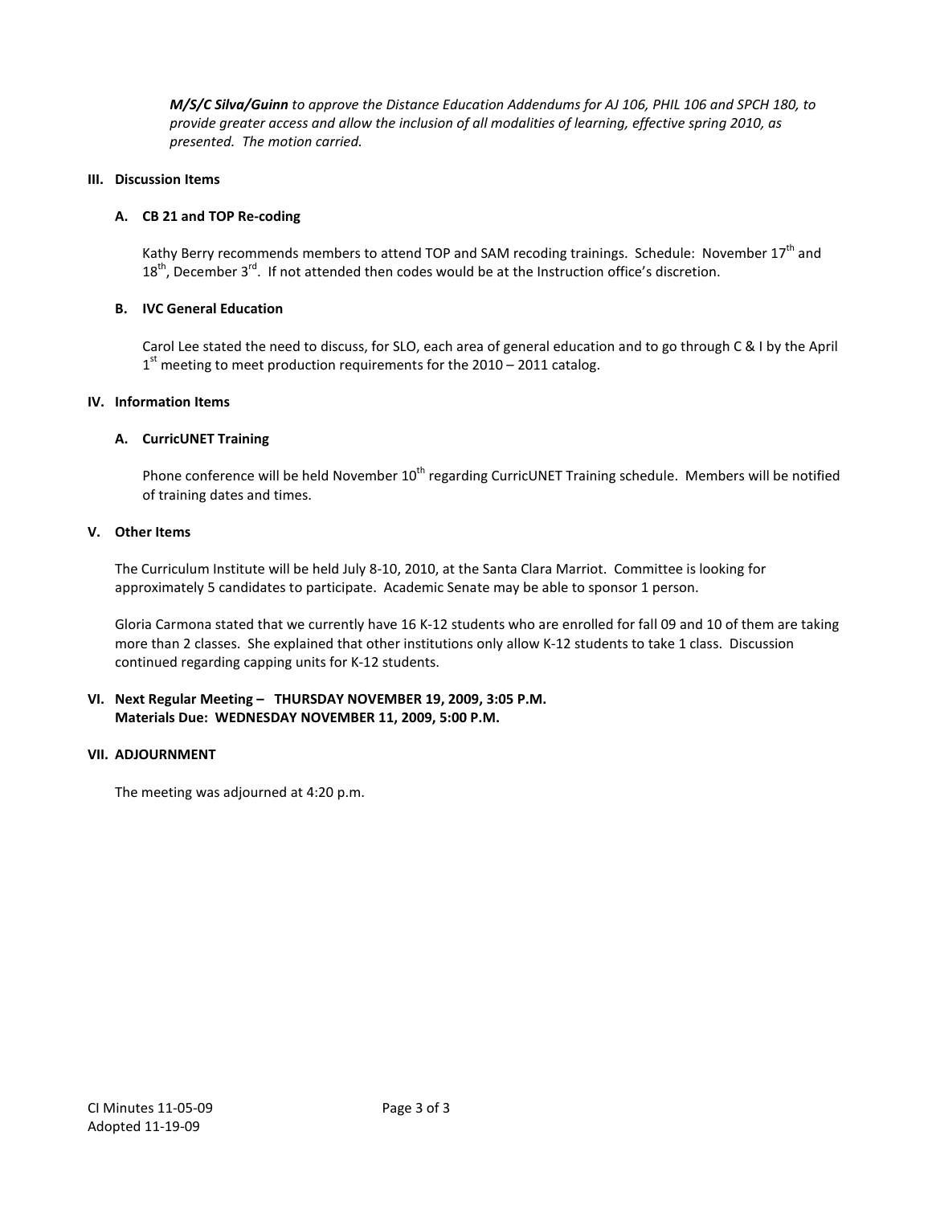***M/S/C Silva/Guinn*** *to approve the Distance Education Addendums for AJ 106, PHIL 106 and SPCH 180, to provide greater access and allow the inclusion of all modalities of learning, effective spring 2010, as presented. The motion carried.*

## III. Discussion Items

### A. CB 21 and TOP Re-coding

Kathy Berry recommends members to attend TOP and SAM recoding trainings. Schedule: November 17th and 18th, December 3rd. If not attended then codes would be at the Instruction office's discretion.

### B. IVC General Education

Carol Lee stated the need to discuss, for SLO, each area of general education and to go through C & I by the April 1st meeting to meet production requirements for the 2010 – 2011 catalog.

## IV. Information Items

### A. CurricUNET Training

Phone conference will be held November 10th regarding CurricUNET Training schedule. Members will be notified of training dates and times.

## V. Other Items

The Curriculum Institute will be held July 8-10, 2010, at the Santa Clara Marriot. Committee is looking for approximately 5 candidates to participate. Academic Senate may be able to sponsor 1 person.

Gloria Carmona stated that we currently have 16 K-12 students who are enrolled for fall 09 and 10 of them are taking more than 2 classes. She explained that other institutions only allow K-12 students to take 1 class. Discussion continued regarding capping units for K-12 students.

## VI. Next Regular Meeting – THURSDAY NOVEMBER 19, 2009, 3:05 P.M. Materials Due: WEDNESDAY NOVEMBER 11, 2009, 5:00 P.M.

## VII. ADJOURNMENT

The meeting was adjourned at 4:20 p.m.

CI Minutes 11-05-09
Adopted 11-19-09